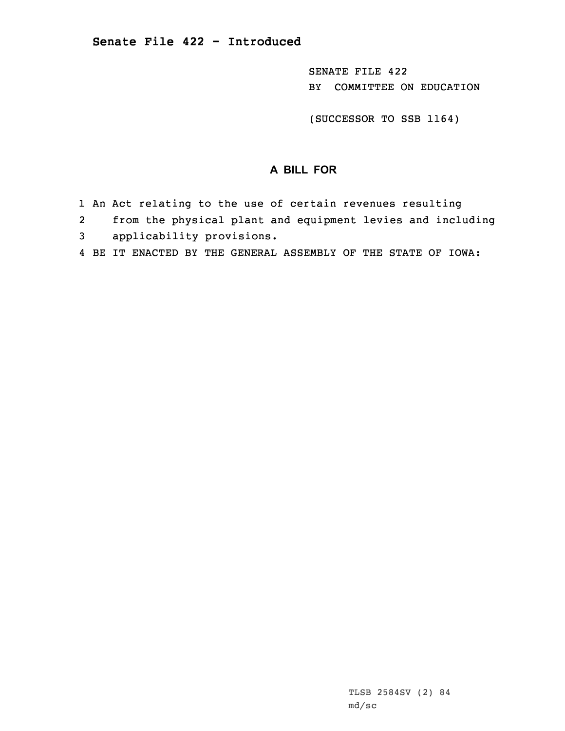**Senate File 422 - Introduced**

SENATE FILE 422
BY COMMITTEE ON EDUCATION

(SUCCESSOR TO SSB 1164)

## A BILL FOR

1 An Act relating to the use of certain revenues resulting
2 from the physical plant and equipment levies and including
3 applicability provisions.
4 BE IT ENACTED BY THE GENERAL ASSEMBLY OF THE STATE OF IOWA:

TLSB 2584SV (2) 84
md/sc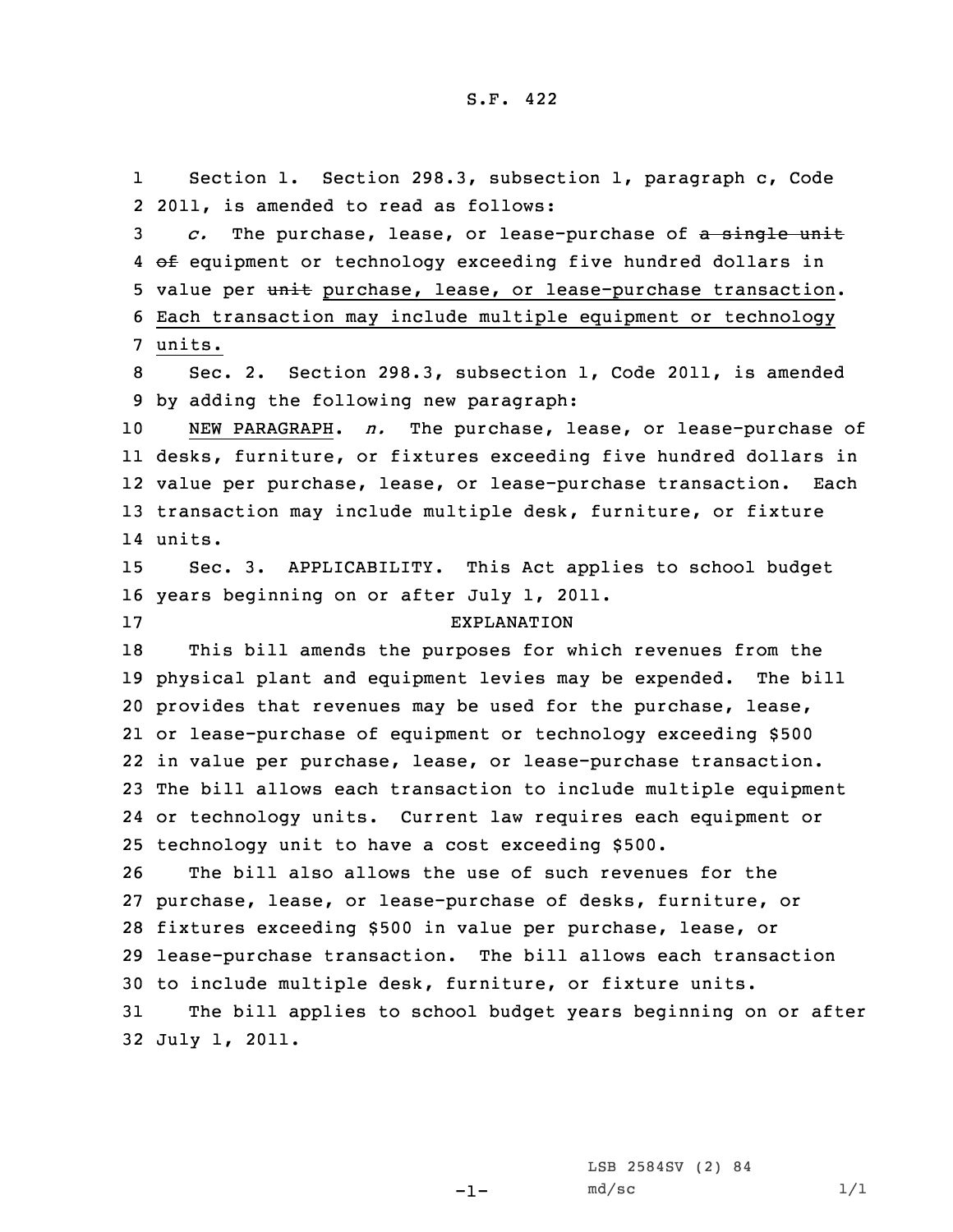Section 1. Section 298.3, subsection 1, paragraph c, Code 2011, is amended to read as follows:

*c.* The purchase, lease, or lease-purchase of ~~a single unit of~~ equipment or technology exceeding five hundred dollars in value per ~~unit~~ purchase, lease, or lease-purchase transaction. Each transaction may include multiple equipment or technology units.

Sec. 2. Section 298.3, subsection 1, Code 2011, is amended by adding the following new paragraph:

NEW PARAGRAPH. *n.* The purchase, lease, or lease-purchase of desks, furniture, or fixtures exceeding five hundred dollars in value per purchase, lease, or lease-purchase transaction. Each transaction may include multiple desk, furniture, or fixture units.

Sec. 3. APPLICABILITY. This Act applies to school budget years beginning on or after July 1, 2011.

EXPLANATION

This bill amends the purposes for which revenues from the physical plant and equipment levies may be expended. The bill provides that revenues may be used for the purchase, lease, or lease-purchase of equipment or technology exceeding $500 in value per purchase, lease, or lease-purchase transaction. The bill allows each transaction to include multiple equipment or technology units. Current law requires each equipment or technology unit to have a cost exceeding $500.

The bill also allows the use of such revenues for the purchase, lease, or lease-purchase of desks, furniture, or fixtures exceeding $500 in value per purchase, lease, or lease-purchase transaction. The bill allows each transaction to include multiple desk, furniture, or fixture units.

The bill applies to school budget years beginning on or after July 1, 2011.

LSB 2584SV (2) 84
md/sc